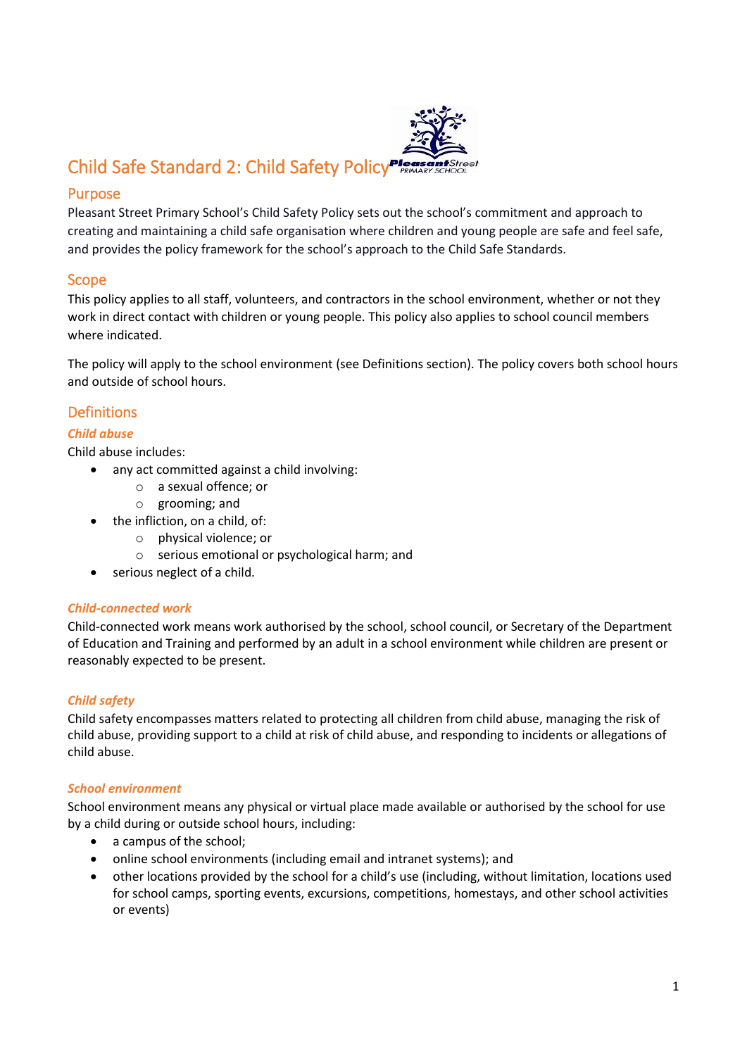# Child Safe Standard 2: Child Safety Policy

## Purpose

Pleasant Street Primary School's Child Safety Policy sets out the school's commitment and approach to creating and maintaining a child safe organisation where children and young people are safe and feel safe, and provides the policy framework for the school's approach to the Child Safe Standards.

## Scope

This policy applies to all staff, volunteers, and contractors in the school environment, whether or not they work in direct contact with children or young people. This policy also applies to school council members where indicated.

The policy will apply to the school environment (see Definitions section). The policy covers both school hours and outside of school hours.

## Definitions

### *Child abuse*

Child abuse includes:

- any act committed against a child involving:
    - a sexual offence; or
    - grooming; and
- the infliction, on a child, of:
    - physical violence; or
    - serious emotional or psychological harm; and
- serious neglect of a child.

### *Child-connected work*

Child-connected work means work authorised by the school, school council, or Secretary of the Department of Education and Training and performed by an adult in a school environment while children are present or reasonably expected to be present.

### *Child safety*

Child safety encompasses matters related to protecting all children from child abuse, managing the risk of child abuse, providing support to a child at risk of child abuse, and responding to incidents or allegations of child abuse.

### *School environment*

School environment means any physical or virtual place made available or authorised by the school for use by a child during or outside school hours, including:

- a campus of the school;
- online school environments (including email and intranet systems); and
- other locations provided by the school for a child's use (including, without limitation, locations used for school camps, sporting events, excursions, competitions, homestays, and other school activities or events)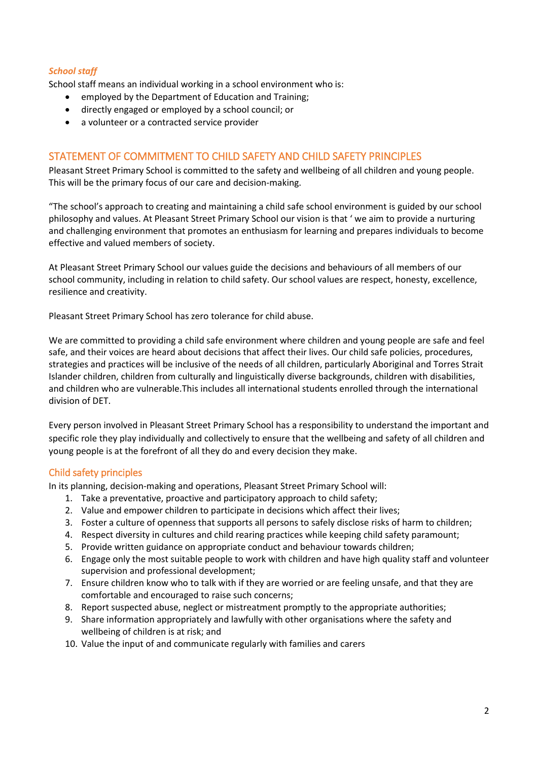### *School staff*

School staff means an individual working in a school environment who is:

- employed by the Department of Education and Training;
- directly engaged or employed by a school council; or
- a volunteer or a contracted service provider

## STATEMENT OF COMMITMENT TO CHILD SAFETY AND CHILD SAFETY PRINCIPLES

Pleasant Street Primary School is committed to the safety and wellbeing of all children and young people. This will be the primary focus of our care and decision-making.

"The school's approach to creating and maintaining a child safe school environment is guided by our school philosophy and values. At Pleasant Street Primary School our vision is that ' we aim to provide a nurturing and challenging environment that promotes an enthusiasm for learning and prepares individuals to become effective and valued members of society.

At Pleasant Street Primary School our values guide the decisions and behaviours of all members of our school community, including in relation to child safety. Our school values are respect, honesty, excellence, resilience and creativity.

Pleasant Street Primary School has zero tolerance for child abuse.

We are committed to providing a child safe environment where children and young people are safe and feel safe, and their voices are heard about decisions that affect their lives. Our child safe policies, procedures, strategies and practices will be inclusive of the needs of all children, particularly Aboriginal and Torres Strait Islander children, children from culturally and linguistically diverse backgrounds, children with disabilities, and children who are vulnerable.This includes all international students enrolled through the international division of DET.

Every person involved in Pleasant Street Primary School has a responsibility to understand the important and specific role they play individually and collectively to ensure that the wellbeing and safety of all children and young people is at the forefront of all they do and every decision they make.

### Child safety principles

In its planning, decision-making and operations, Pleasant Street Primary School will:

1. Take a preventative, proactive and participatory approach to child safety;
2. Value and empower children to participate in decisions which affect their lives;
3. Foster a culture of openness that supports all persons to safely disclose risks of harm to children;
4. Respect diversity in cultures and child rearing practices while keeping child safety paramount;
5. Provide written guidance on appropriate conduct and behaviour towards children;
6. Engage only the most suitable people to work with children and have high quality staff and volunteer supervision and professional development;
7. Ensure children know who to talk with if they are worried or are feeling unsafe, and that they are comfortable and encouraged to raise such concerns;
8. Report suspected abuse, neglect or mistreatment promptly to the appropriate authorities;
9. Share information appropriately and lawfully with other organisations where the safety and wellbeing of children is at risk; and
10. Value the input of and communicate regularly with families and carers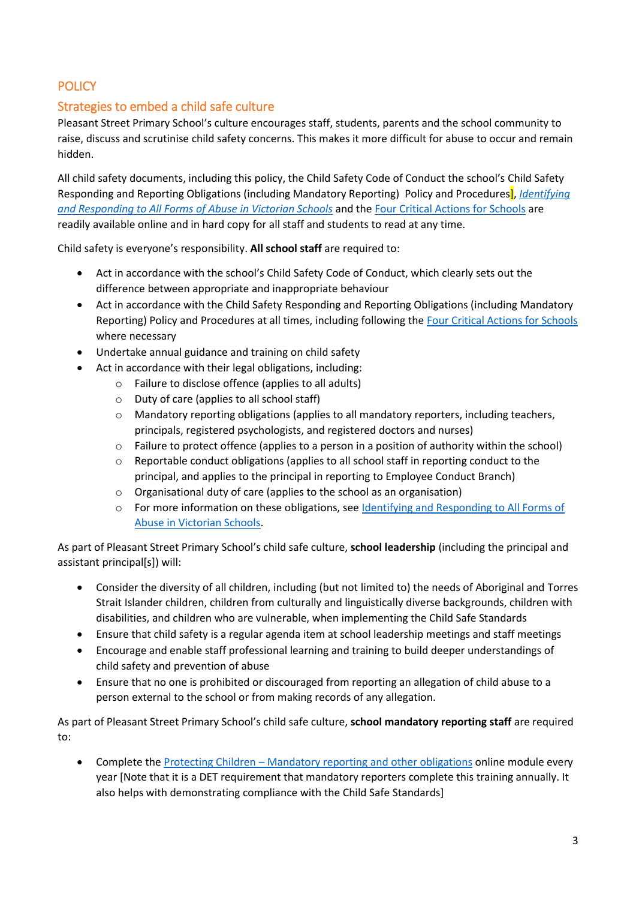## POLICY

### Strategies to embed a child safe culture

Pleasant Street Primary School's culture encourages staff, students, parents and the school community to raise, discuss and scrutinise child safety concerns. This makes it more difficult for abuse to occur and remain hidden.

All child safety documents, including this policy, the Child Safety Code of Conduct the school's Child Safety Responding and Reporting Obligations (including Mandatory Reporting) Policy and Procedures], *Identifying and Responding to All Forms of Abuse in Victorian Schools* and the Four Critical Actions for Schools are readily available online and in hard copy for all staff and students to read at any time.

Child safety is everyone's responsibility. **All school staff** are required to:

- Act in accordance with the school's Child Safety Code of Conduct, which clearly sets out the difference between appropriate and inappropriate behaviour
- Act in accordance with the Child Safety Responding and Reporting Obligations (including Mandatory Reporting) Policy and Procedures at all times, including following the Four Critical Actions for Schools where necessary
- Undertake annual guidance and training on child safety
- Act in accordance with their legal obligations, including:
  - Failure to disclose offence (applies to all adults)
  - Duty of care (applies to all school staff)
  - Mandatory reporting obligations (applies to all mandatory reporters, including teachers, principals, registered psychologists, and registered doctors and nurses)
  - Failure to protect offence (applies to a person in a position of authority within the school)
  - Reportable conduct obligations (applies to all school staff in reporting conduct to the principal, and applies to the principal in reporting to Employee Conduct Branch)
  - Organisational duty of care (applies to the school as an organisation)
  - For more information on these obligations, see Identifying and Responding to All Forms of Abuse in Victorian Schools.

As part of Pleasant Street Primary School's child safe culture, **school leadership** (including the principal and assistant principal[s]) will:

- Consider the diversity of all children, including (but not limited to) the needs of Aboriginal and Torres Strait Islander children, children from culturally and linguistically diverse backgrounds, children with disabilities, and children who are vulnerable, when implementing the Child Safe Standards
- Ensure that child safety is a regular agenda item at school leadership meetings and staff meetings
- Encourage and enable staff professional learning and training to build deeper understandings of child safety and prevention of abuse
- Ensure that no one is prohibited or discouraged from reporting an allegation of child abuse to a person external to the school or from making records of any allegation.

As part of Pleasant Street Primary School's child safe culture, **school mandatory reporting staff** are required to:

- Complete the Protecting Children – Mandatory reporting and other obligations online module every year [Note that it is a DET requirement that mandatory reporters complete this training annually. It also helps with demonstrating compliance with the Child Safe Standards]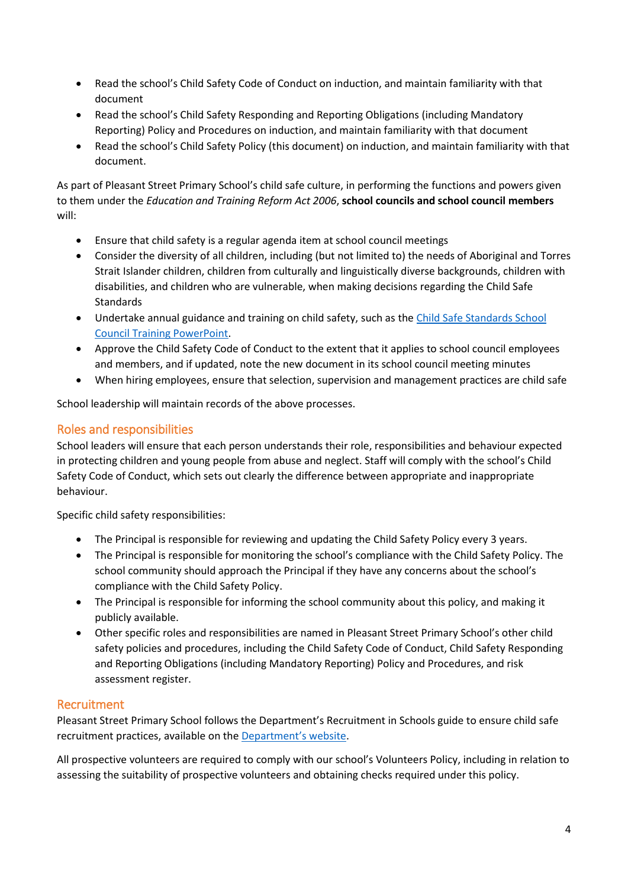- Read the school's Child Safety Code of Conduct on induction, and maintain familiarity with that document
- Read the school's Child Safety Responding and Reporting Obligations (including Mandatory Reporting) Policy and Procedures on induction, and maintain familiarity with that document
- Read the school's Child Safety Policy (this document) on induction, and maintain familiarity with that document.

As part of Pleasant Street Primary School's child safe culture, in performing the functions and powers given to them under the *Education and Training Reform Act 2006*, **school councils and school council members** will:

- Ensure that child safety is a regular agenda item at school council meetings
- Consider the diversity of all children, including (but not limited to) the needs of Aboriginal and Torres Strait Islander children, children from culturally and linguistically diverse backgrounds, children with disabilities, and children who are vulnerable, when making decisions regarding the Child Safe Standards
- Undertake annual guidance and training on child safety, such as the [Child Safe Standards School Council Training PowerPoint](#).
- Approve the Child Safety Code of Conduct to the extent that it applies to school council employees and members, and if updated, note the new document in its school council meeting minutes
- When hiring employees, ensure that selection, supervision and management practices are child safe

School leadership will maintain records of the above processes.

## Roles and responsibilities

School leaders will ensure that each person understands their role, responsibilities and behaviour expected in protecting children and young people from abuse and neglect. Staff will comply with the school's Child Safety Code of Conduct, which sets out clearly the difference between appropriate and inappropriate behaviour.

Specific child safety responsibilities:

- The Principal is responsible for reviewing and updating the Child Safety Policy every 3 years.
- The Principal is responsible for monitoring the school's compliance with the Child Safety Policy. The school community should approach the Principal if they have any concerns about the school's compliance with the Child Safety Policy.
- The Principal is responsible for informing the school community about this policy, and making it publicly available.
- Other specific roles and responsibilities are named in Pleasant Street Primary School's other child safety policies and procedures, including the Child Safety Code of Conduct, Child Safety Responding and Reporting Obligations (including Mandatory Reporting) Policy and Procedures, and risk assessment register.

## Recruitment

Pleasant Street Primary School follows the Department's Recruitment in Schools guide to ensure child safe recruitment practices, available on the [Department's website](#).

All prospective volunteers are required to comply with our school's Volunteers Policy, including in relation to assessing the suitability of prospective volunteers and obtaining checks required under this policy.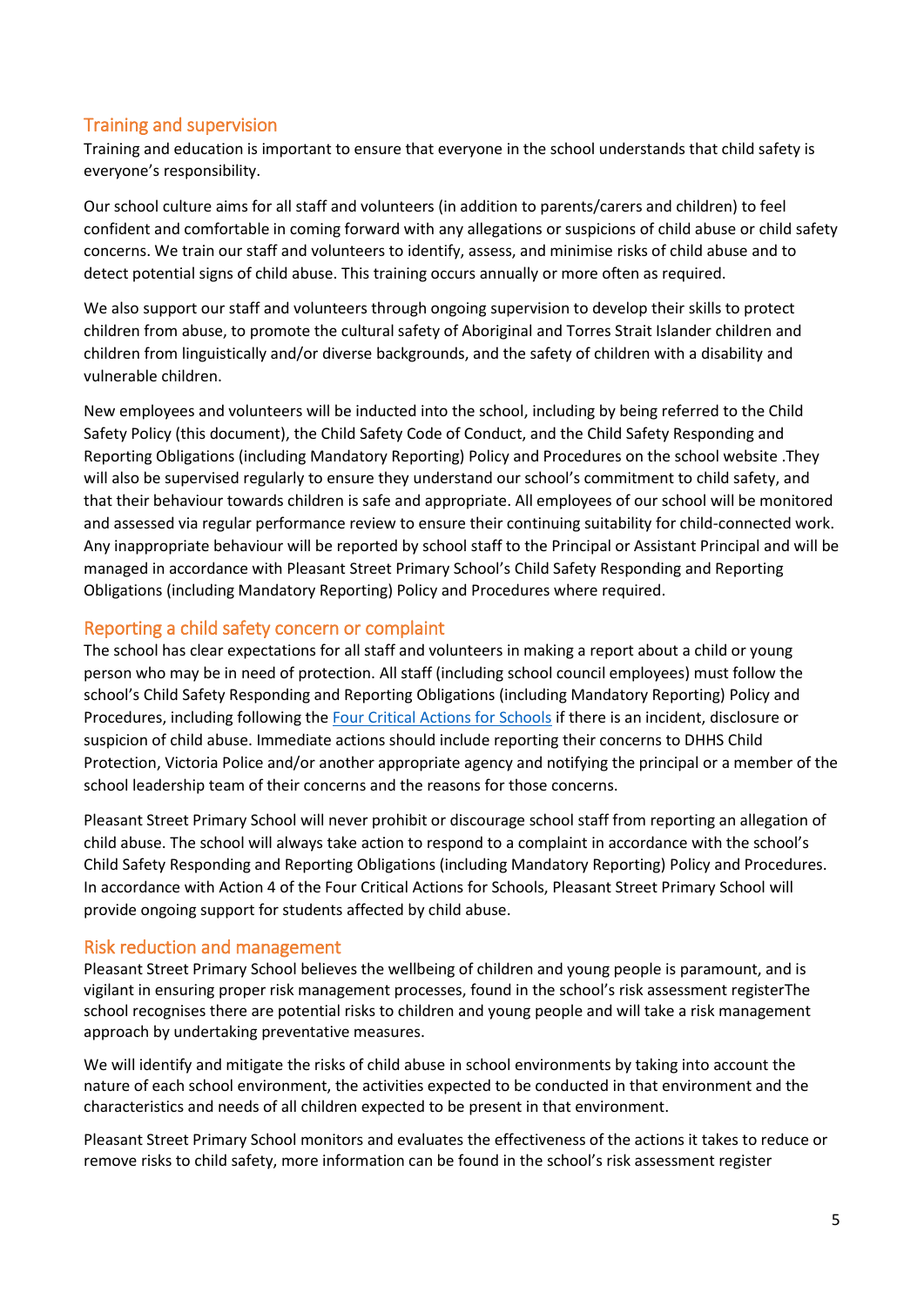## Training and supervision

Training and education is important to ensure that everyone in the school understands that child safety is everyone's responsibility.

Our school culture aims for all staff and volunteers (in addition to parents/carers and children) to feel confident and comfortable in coming forward with any allegations or suspicions of child abuse or child safety concerns. We train our staff and volunteers to identify, assess, and minimise risks of child abuse and to detect potential signs of child abuse. This training occurs annually or more often as required.

We also support our staff and volunteers through ongoing supervision to develop their skills to protect children from abuse, to promote the cultural safety of Aboriginal and Torres Strait Islander children and children from linguistically and/or diverse backgrounds, and the safety of children with a disability and vulnerable children.

New employees and volunteers will be inducted into the school, including by being referred to the Child Safety Policy (this document), the Child Safety Code of Conduct, and the Child Safety Responding and Reporting Obligations (including Mandatory Reporting) Policy and Procedures on the school website .They will also be supervised regularly to ensure they understand our school's commitment to child safety, and that their behaviour towards children is safe and appropriate. All employees of our school will be monitored and assessed via regular performance review to ensure their continuing suitability for child-connected work. Any inappropriate behaviour will be reported by school staff to the Principal or Assistant Principal and will be managed in accordance with Pleasant Street Primary School's Child Safety Responding and Reporting Obligations (including Mandatory Reporting) Policy and Procedures where required.

## Reporting a child safety concern or complaint

The school has clear expectations for all staff and volunteers in making a report about a child or young person who may be in need of protection. All staff (including school council employees) must follow the school's Child Safety Responding and Reporting Obligations (including Mandatory Reporting) Policy and Procedures, including following the [Four Critical Actions for Schools] if there is an incident, disclosure or suspicion of child abuse. Immediate actions should include reporting their concerns to DHHS Child Protection, Victoria Police and/or another appropriate agency and notifying the principal or a member of the school leadership team of their concerns and the reasons for those concerns.

Pleasant Street Primary School will never prohibit or discourage school staff from reporting an allegation of child abuse. The school will always take action to respond to a complaint in accordance with the school's Child Safety Responding and Reporting Obligations (including Mandatory Reporting) Policy and Procedures. In accordance with Action 4 of the Four Critical Actions for Schools, Pleasant Street Primary School will provide ongoing support for students affected by child abuse.

## Risk reduction and management

Pleasant Street Primary School believes the wellbeing of children and young people is paramount, and is vigilant in ensuring proper risk management processes, found in the school's risk assessment registerThe school recognises there are potential risks to children and young people and will take a risk management approach by undertaking preventative measures.

We will identify and mitigate the risks of child abuse in school environments by taking into account the nature of each school environment, the activities expected to be conducted in that environment and the characteristics and needs of all children expected to be present in that environment.

Pleasant Street Primary School monitors and evaluates the effectiveness of the actions it takes to reduce or remove risks to child safety, more information can be found in the school's risk assessment register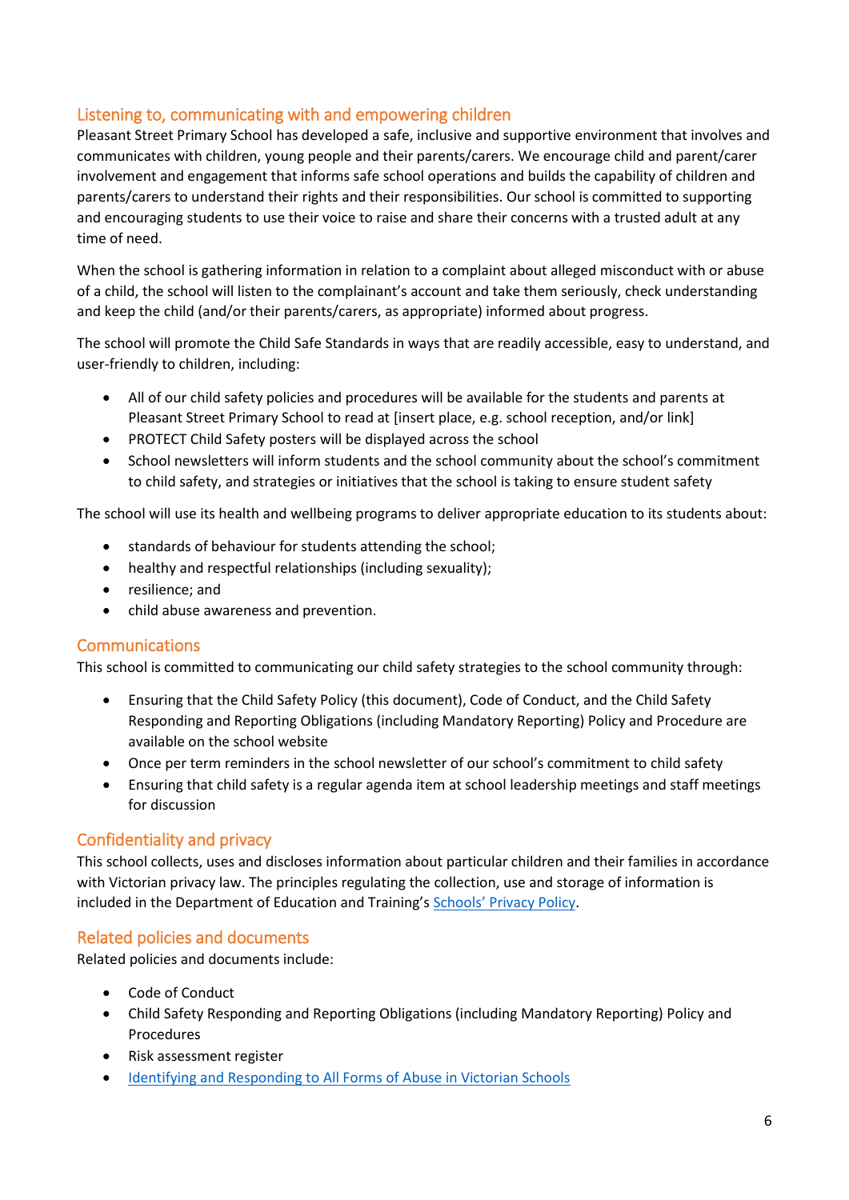## Listening to, communicating with and empowering children

Pleasant Street Primary School has developed a safe, inclusive and supportive environment that involves and communicates with children, young people and their parents/carers. We encourage child and parent/carer involvement and engagement that informs safe school operations and builds the capability of children and parents/carers to understand their rights and their responsibilities. Our school is committed to supporting and encouraging students to use their voice to raise and share their concerns with a trusted adult at any time of need.

When the school is gathering information in relation to a complaint about alleged misconduct with or abuse of a child, the school will listen to the complainant's account and take them seriously, check understanding and keep the child (and/or their parents/carers, as appropriate) informed about progress.

The school will promote the Child Safe Standards in ways that are readily accessible, easy to understand, and user-friendly to children, including:

- All of our child safety policies and procedures will be available for the students and parents at Pleasant Street Primary School to read at [insert place, e.g. school reception, and/or link]
- PROTECT Child Safety posters will be displayed across the school
- School newsletters will inform students and the school community about the school's commitment to child safety, and strategies or initiatives that the school is taking to ensure student safety

The school will use its health and wellbeing programs to deliver appropriate education to its students about:

- standards of behaviour for students attending the school;
- healthy and respectful relationships (including sexuality);
- resilience; and
- child abuse awareness and prevention.

## Communications

This school is committed to communicating our child safety strategies to the school community through:

- Ensuring that the Child Safety Policy (this document), Code of Conduct, and the Child Safety Responding and Reporting Obligations (including Mandatory Reporting) Policy and Procedure are available on the school website
- Once per term reminders in the school newsletter of our school's commitment to child safety
- Ensuring that child safety is a regular agenda item at school leadership meetings and staff meetings for discussion

## Confidentiality and privacy

This school collects, uses and discloses information about particular children and their families in accordance with Victorian privacy law. The principles regulating the collection, use and storage of information is included in the Department of Education and Training's [Schools' Privacy Policy](#).

## Related policies and documents

Related policies and documents include:

- Code of Conduct
- Child Safety Responding and Reporting Obligations (including Mandatory Reporting) Policy and Procedures
- Risk assessment register
- [Identifying and Responding to All Forms of Abuse in Victorian Schools](#)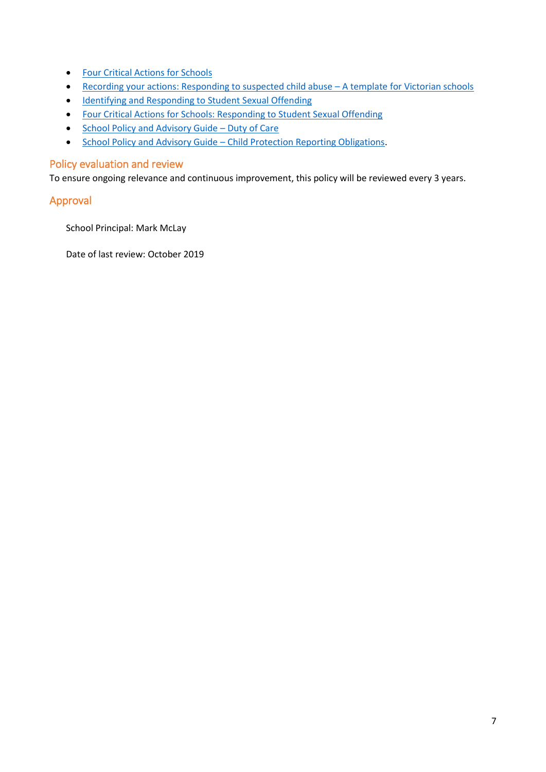- Four Critical Actions for Schools
- Recording your actions: Responding to suspected child abuse – A template for Victorian schools
- Identifying and Responding to Student Sexual Offending
- Four Critical Actions for Schools: Responding to Student Sexual Offending
- School Policy and Advisory Guide – Duty of Care
- School Policy and Advisory Guide – Child Protection Reporting Obligations.

## Policy evaluation and review

To ensure ongoing relevance and continuous improvement, this policy will be reviewed every 3 years.

## Approval

School Principal: Mark McLay

Date of last review: October 2019